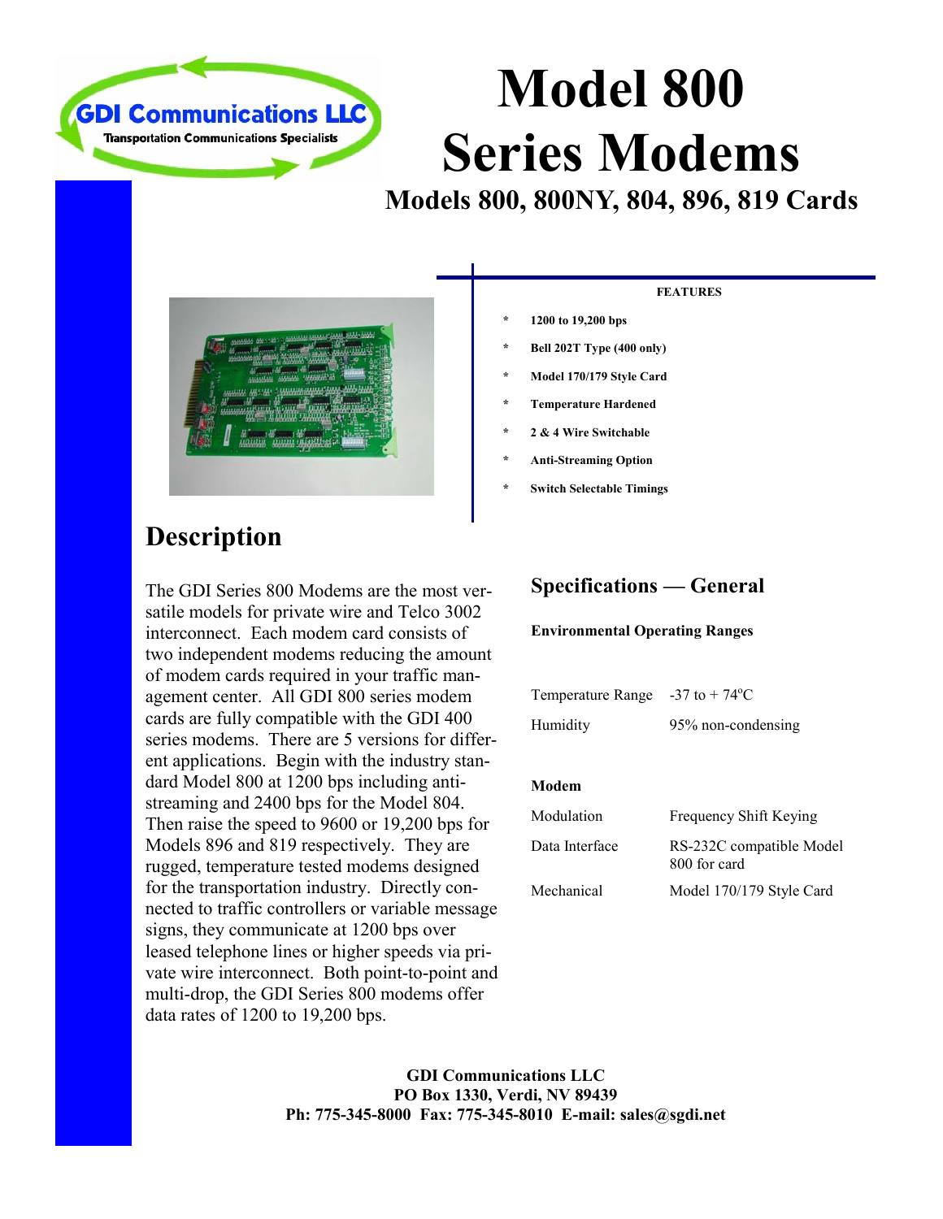GDI Communications LLC

Transportation Communications Specialists

# Model 800 Series Modems

## Models 800, 800NY, 804, 896, 819 Cards

**FEATURES**

- **1200 to 19,200 bps**
- **Bell 202T Type (400 only)**
- **Model 170/179 Style Card**
- **Temperature Hardened**
- **2 & 4 Wire Switchable**
- **Anti-Streaming Option**
- **Switch Selectable Timings**

## Description

The GDI Series 800 Modems are the most versatile models for private wire and Telco 3002 interconnect. Each modem card consists of two independent modems reducing the amount of modem cards required in your traffic management center. All GDI 800 series modem cards are fully compatible with the GDI 400 series modems. There are 5 versions for different applications. Begin with the industry standard Model 800 at 1200 bps including anti-streaming and 2400 bps for the Model 804. Then raise the speed to 9600 or 19,200 bps for Models 896 and 819 respectively. They are rugged, temperature tested modems designed for the transportation industry. Directly connected to traffic controllers or variable message signs, they communicate at 1200 bps over leased telephone lines or higher speeds via private wire interconnect. Both point-to-point and multi-drop, the GDI Series 800 modems offer data rates of 1200 to 19,200 bps.

## Specifications — General

**Environmental Operating Ranges**

| | |
|---|---|
| Temperature Range | -37 to + 74°C |
| Humidity | 95% non-condensing |

**Modem**

| | |
|---|---|
| Modulation | Frequency Shift Keying |
| Data Interface | RS-232C compatible Model 800 for card |
| Mechanical | Model 170/179 Style Card |

**GDI Communications LLC**
**PO Box 1330, Verdi, NV 89439**
**Ph: 775-345-8000 Fax: 775-345-8010 E-mail: sales@sgdi.net**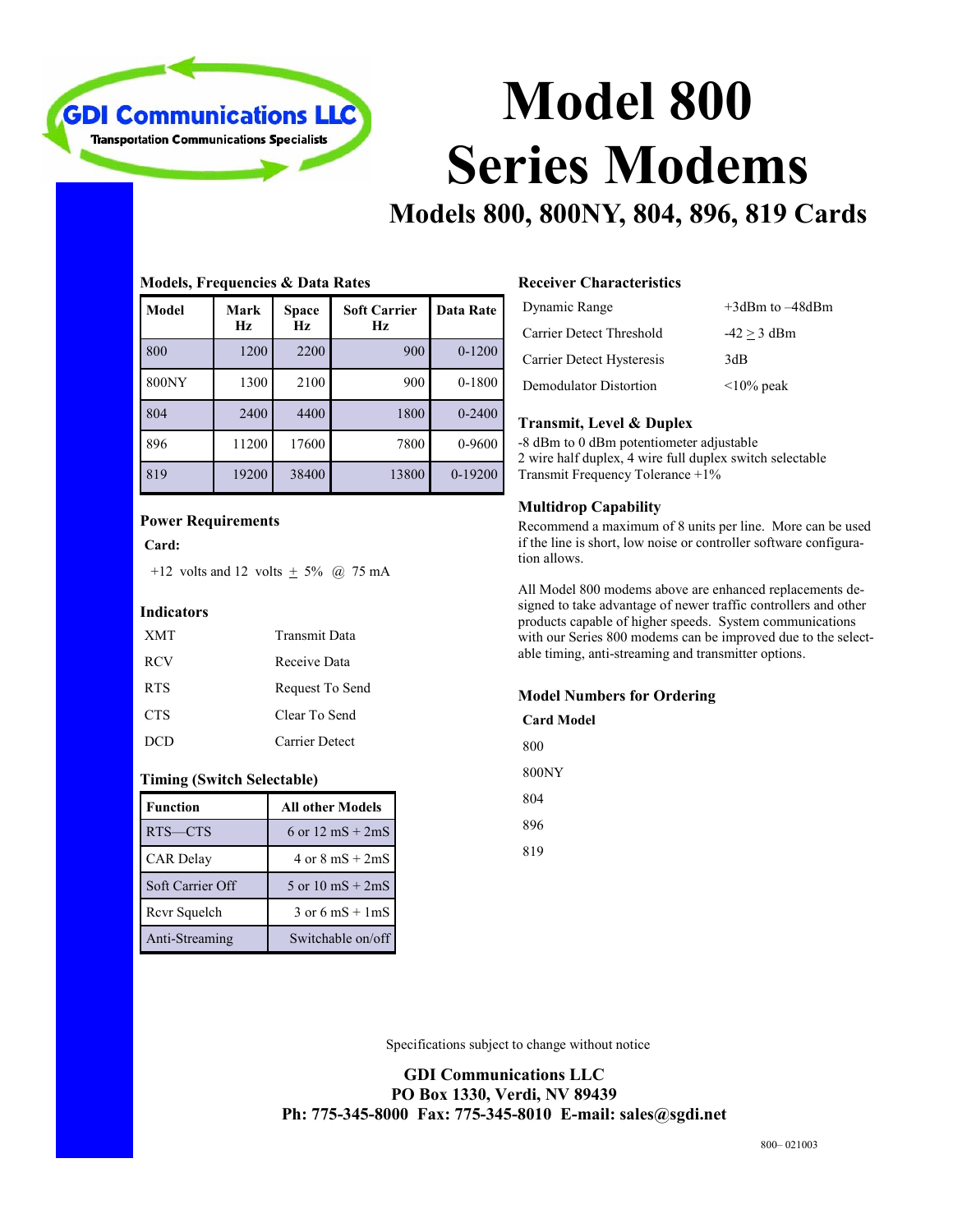GDI Communications LLC
Transportation Communications Specialists

# Model 800 Series Modems

## Models 800, 800NY, 804, 896, 819 Cards

### Models, Frequencies & Data Rates

| Model | Mark Hz | Space Hz | Soft Carrier Hz | Data Rate |
|---|---|---|---|---|
| 800 | 1200 | 2200 | 900 | 0-1200 |
| 800NY | 1300 | 2100 | 900 | 0-1800 |
| 804 | 2400 | 4400 | 1800 | 0-2400 |
| 896 | 11200 | 17600 | 7800 | 0-9600 |
| 819 | 19200 | 38400 | 13800 | 0-19200 |

### Power Requirements

**Card:**

+12 volts and 12 volts ± 5% @ 75 mA

### Indicators

| | |
|---|---|
| XMT | Transmit Data |
| RCV | Receive Data |
| RTS | Request To Send |
| CTS | Clear To Send |
| DCD | Carrier Detect |

### Timing (Switch Selectable)

| Function | All other Models |
|---|---|
| RTS—CTS | 6 or 12 mS + 2mS |
| CAR Delay | 4 or 8 mS + 2mS |
| Soft Carrier Off | 5 or 10 mS + 2mS |
| Rcvr Squelch | 3 or 6 mS + 1mS |
| Anti-Streaming | Switchable on/off |

### Receiver Characteristics

| | |
|---|---|
| Dynamic Range | +3dBm to –48dBm |
| Carrier Detect Threshold | -42 ≥ 3 dBm |
| Carrier Detect Hysteresis | 3dB |
| Demodulator Distortion | <10% peak |

### Transmit, Level & Duplex

-8 dBm to 0 dBm potentiometer adjustable
2 wire half duplex, 4 wire full duplex switch selectable
Transmit Frequency Tolerance +1%

### Multidrop Capability

Recommend a maximum of 8 units per line. More can be used if the line is short, low noise or controller software configuration allows.

All Model 800 modems above are enhanced replacements designed to take advantage of newer traffic controllers and other products capable of higher speeds. System communications with our Series 800 modems can be improved due to the selectable timing, anti-streaming and transmitter options.

### Model Numbers for Ordering

**Card Model**

800
800NY
804
896
819

Specifications subject to change without notice

**GDI Communications LLC**
**PO Box 1330, Verdi, NV 89439**
**Ph: 775-345-8000 Fax: 775-345-8010 E-mail: sales@sgdi.net**

800– 021003